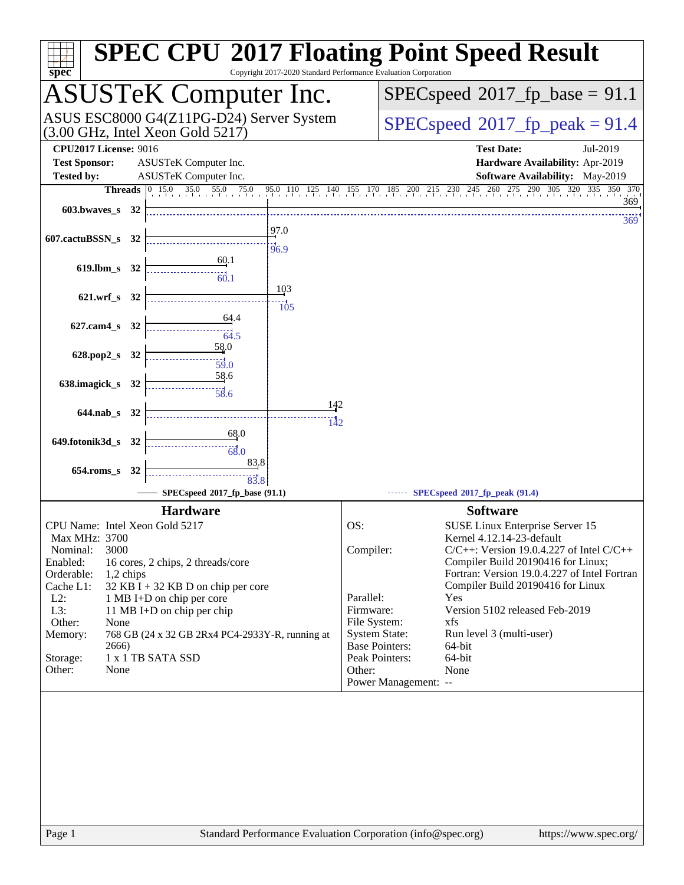# SPEC CPU 2017 Floating Point Speed Result

Copyright 2017-2020 Standard Performance Evaluation Corporation

## ASUSTeK Computer Inc.

ASUS ESC8000 G4(Z11PG-D24) Server System (3.00 GHz, Intel Xeon Gold 5217)

SPECspeed 2017_fp_base = 91.1

SPECspeed 2017_fp_peak = 91.4

**CPU2017 License:** 9016
**Test Sponsor:** ASUSTeK Computer Inc.
**Tested by:** ASUSTeK Computer Inc.

**Test Date:** Jul-2019
**Hardware Availability:** Apr-2019
**Software Availability:** May-2019

| Benchmark | Threads | Base | Peak |
|---|---|---|---|
| 603.bwaves_s | 32 | 369 | 369 |
| 607.cactuBSSN_s | 32 | 97.0 | 96.9 |
| 619.lbm_s | 32 | 60.1 | 60.1 |
| 621.wrf_s | 32 | 103 | 105 |
| 627.cam4_s | 32 | 64.4 | 64.5 |
| 628.pop2_s | 32 | 58.0 | 59.0 |
| 638.imagick_s | 32 | 58.6 | 58.6 |
| 644.nab_s | 32 | 142 | 142 |
| 649.fotonik3d_s | 32 | 68.0 | 68.0 |
| 654.roms_s | 32 | 83.8 | 83.8 |

SPECspeed 2017_fp_base (91.1) — SPECspeed 2017_fp_peak (91.4)

### Hardware

| | |
|---|---|
| CPU Name: | Intel Xeon Gold 5217 |
| Max MHz: | 3700 |
| Nominal: | 3000 |
| Enabled: | 16 cores, 2 chips, 2 threads/core |
| Orderable: | 1,2 chips |
| Cache L1: | 32 KB I + 32 KB D on chip per core |
| L2: | 1 MB I+D on chip per core |
| L3: | 11 MB I+D on chip per chip |
| Other: | None |
| Memory: | 768 GB (24 x 32 GB 2Rx4 PC4-2933Y-R, running at 2666) |
| Storage: | 1 x 1 TB SATA SSD |
| Other: | None |

### Software

| | |
|---|---|
| OS: | SUSE Linux Enterprise Server 15 Kernel 4.12.14-23-default |
| Compiler: | C/C++: Version 19.0.4.227 of Intel C/C++ Compiler Build 20190416 for Linux; Fortran: Version 19.0.4.227 of Intel Fortran Compiler Build 20190416 for Linux |
| Parallel: | Yes |
| Firmware: | Version 5102 released Feb-2019 |
| File System: | xfs |
| System State: | Run level 3 (multi-user) |
| Base Pointers: | 64-bit |
| Peak Pointers: | 64-bit |
| Other: | None |
| Power Management: | -- |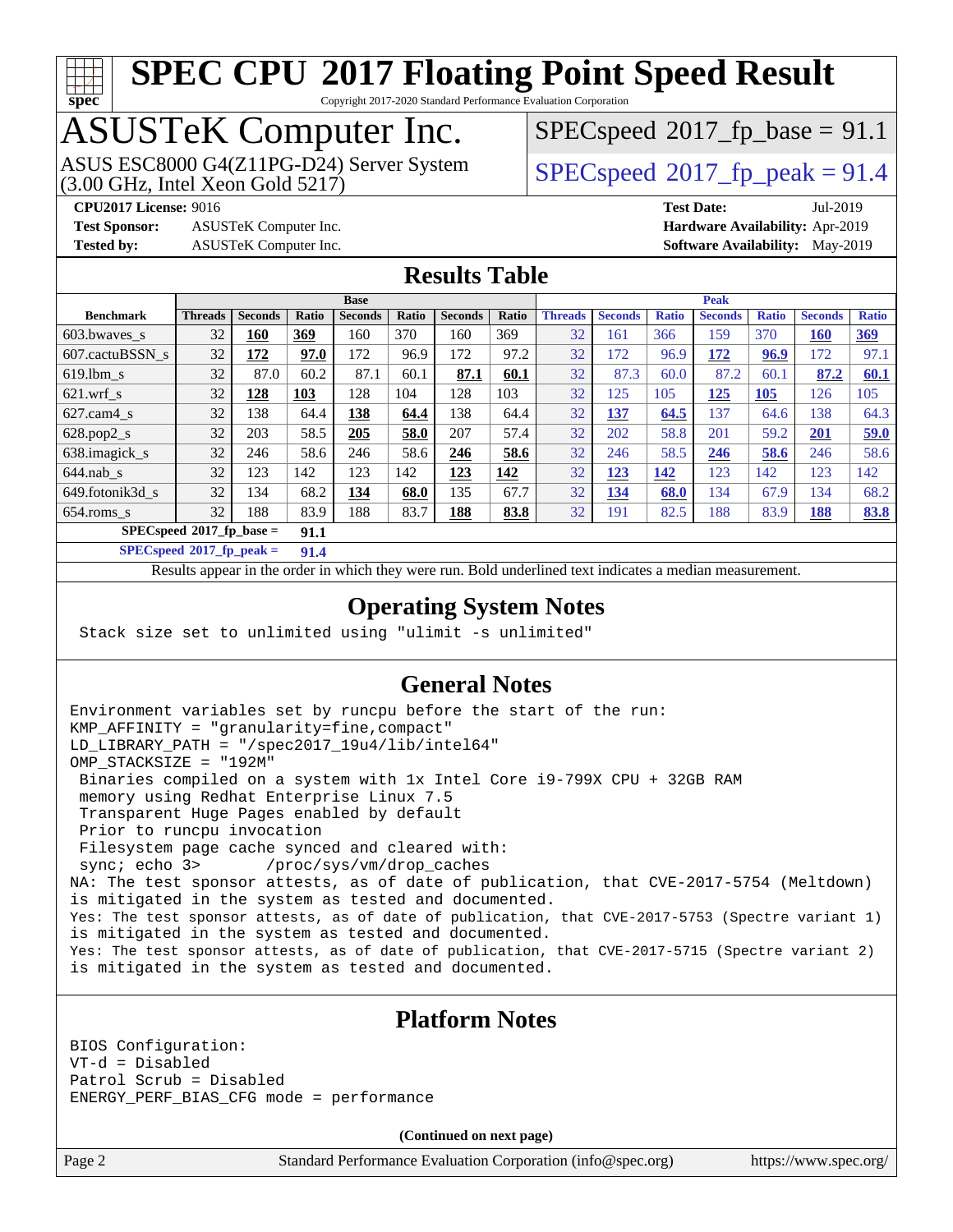# SPEC CPU 2017 Floating Point Speed Result

Copyright 2017-2020 Standard Performance Evaluation Corporation

## ASUSTeK Computer Inc.

ASUS ESC8000 G4(Z11PG-D24) Server System
(3.00 GHz, Intel Xeon Gold 5217)

SPECspeed 2017_fp_base = 91.1

SPECspeed 2017_fp_peak = 91.4

**CPU2017 License:** 9016
**Test Sponsor:** ASUSTeK Computer Inc.
**Tested by:** ASUSTeK Computer Inc.

**Test Date:** Jul-2019
**Hardware Availability:** Apr-2019
**Software Availability:** May-2019

## Results Table

| Benchmark | Base | | | | | | | Peak | | | | | | |
|---|---|---|---|---|---|---|---|---|---|---|---|---|---|---|
| | Threads | Seconds | Ratio | Seconds | Ratio | Seconds | Ratio | Threads | Seconds | Ratio | Seconds | Ratio | Seconds | Ratio |
| 603.bwaves_s | 32 | **160** | **369** | 160 | 370 | 160 | 369 | 32 | 161 | 366 | 159 | 370 | **160** | **369** |
| 607.cactuBSSN_s | 32 | **172** | **97.0** | 172 | 96.9 | 172 | 97.2 | 32 | 172 | 96.9 | **172** | **96.9** | 172 | 97.1 |
| 619.lbm_s | 32 | 87.0 | 60.2 | 87.1 | 60.1 | **87.1** | **60.1** | 32 | 87.3 | 60.0 | 87.2 | 60.1 | **87.2** | **60.1** |
| 621.wrf_s | 32 | **128** | **103** | 128 | 104 | 128 | 103 | 32 | 125 | 105 | **125** | **105** | 126 | 105 |
| 627.cam4_s | 32 | 138 | 64.4 | **138** | **64.4** | 138 | 64.4 | 32 | **137** | **64.5** | 137 | 64.6 | 138 | 64.3 |
| 628.pop2_s | 32 | 203 | 58.5 | **205** | **58.0** | 207 | 57.4 | 32 | 202 | 58.8 | 201 | 59.2 | **201** | **59.0** |
| 638.imagick_s | 32 | 246 | 58.6 | 246 | 58.6 | **246** | **58.6** | 32 | 246 | 58.5 | **246** | **58.6** | 246 | 58.6 |
| 644.nab_s | 32 | 123 | 142 | 123 | 142 | **123** | **142** | 32 | **123** | **142** | 123 | 142 | 123 | 142 |
| 649.fotonik3d_s | 32 | 134 | 68.2 | **134** | **68.0** | 135 | 67.7 | 32 | **134** | **68.0** | 134 | 67.9 | 134 | 68.2 |
| 654.roms_s | 32 | 188 | 83.9 | 188 | 83.7 | **188** | **83.8** | 32 | 191 | 82.5 | 188 | 83.9 | **188** | **83.8** |

**SPECspeed 2017_fp_base = 91.1**

**SPECspeed 2017_fp_peak = 91.4**

Results appear in the order in which they were run. Bold underlined text indicates a median measurement.

## Operating System Notes

```
Stack size set to unlimited using "ulimit -s unlimited"
```

## General Notes

```
Environment variables set by runcpu before the start of the run:
KMP_AFFINITY = "granularity=fine,compact"
LD_LIBRARY_PATH = "/spec2017_19u4/lib/intel64"
OMP_STACKSIZE = "192M"
 Binaries compiled on a system with 1x Intel Core i9-799X CPU + 32GB RAM
 memory using Redhat Enterprise Linux 7.5
 Transparent Huge Pages enabled by default
 Prior to runcpu invocation
 Filesystem page cache synced and cleared with:
 sync; echo 3>       /proc/sys/vm/drop_caches
NA: The test sponsor attests, as of date of publication, that CVE-2017-5754 (Meltdown)
is mitigated in the system as tested and documented.
Yes: The test sponsor attests, as of date of publication, that CVE-2017-5753 (Spectre variant 1)
is mitigated in the system as tested and documented.
Yes: The test sponsor attests, as of date of publication, that CVE-2017-5715 (Spectre variant 2)
is mitigated in the system as tested and documented.
```

## Platform Notes

```
BIOS Configuration:
VT-d = Disabled
Patrol Scrub = Disabled
ENERGY_PERF_BIAS_CFG mode = performance
```

**(Continued on next page)**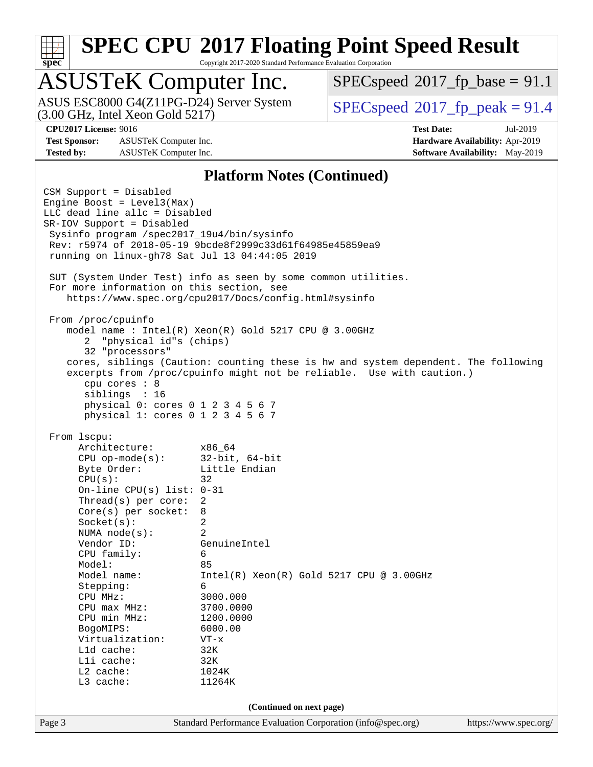# SPEC CPU 2017 Floating Point Speed Result

Copyright 2017-2020 Standard Performance Evaluation Corporation

## ASUSTeK Computer Inc.

ASUS ESC8000 G4(Z11PG-D24) Server System (3.00 GHz, Intel Xeon Gold 5217)

SPECspeed 2017_fp_base = 91.1

SPECspeed 2017_fp_peak = 91.4

| | | | |
|---|---|---|---|
| **CPU2017 License:** | 9016 | **Test Date:** | Jul-2019 |
| **Test Sponsor:** | ASUSTeK Computer Inc. | **Hardware Availability:** | Apr-2019 |
| **Tested by:** | ASUSTeK Computer Inc. | **Software Availability:** | May-2019 |

### Platform Notes (Continued)

```
CSM Support = Disabled
Engine Boost = Level3(Max)
LLC dead line allc = Disabled
SR-IOV Support = Disabled
 Sysinfo program /spec2017_19u4/bin/sysinfo
 Rev: r5974 of 2018-05-19 9bcde8f2999c33d61f64985e45859ea9
 running on linux-gh78 Sat Jul 13 04:44:05 2019

 SUT (System Under Test) info as seen by some common utilities.
 For more information on this section, see
    https://www.spec.org/cpu2017/Docs/config.html#sysinfo

 From /proc/cpuinfo
    model name : Intel(R) Xeon(R) Gold 5217 CPU @ 3.00GHz
       2  "physical id"s (chips)
       32 "processors"
    cores, siblings (Caution: counting these is hw and system dependent. The following
    excerpts from /proc/cpuinfo might not be reliable.  Use with caution.)
       cpu cores : 8
       siblings  : 16
       physical 0: cores 0 1 2 3 4 5 6 7
       physical 1: cores 0 1 2 3 4 5 6 7

 From lscpu:
      Architecture:        x86_64
      CPU op-mode(s):      32-bit, 64-bit
      Byte Order:          Little Endian
      CPU(s):              32
      On-line CPU(s) list: 0-31
      Thread(s) per core:  2
      Core(s) per socket:  8
      Socket(s):           2
      NUMA node(s):        2
      Vendor ID:           GenuineIntel
      CPU family:          6
      Model:               85
      Model name:          Intel(R) Xeon(R) Gold 5217 CPU @ 3.00GHz
      Stepping:            6
      CPU MHz:             3000.000
      CPU max MHz:         3700.0000
      CPU min MHz:         1200.0000
      BogoMIPS:            6000.00
      Virtualization:      VT-x
      L1d cache:           32K
      L1i cache:           32K
      L2 cache:            1024K
      L3 cache:            11264K
```

(Continued on next page)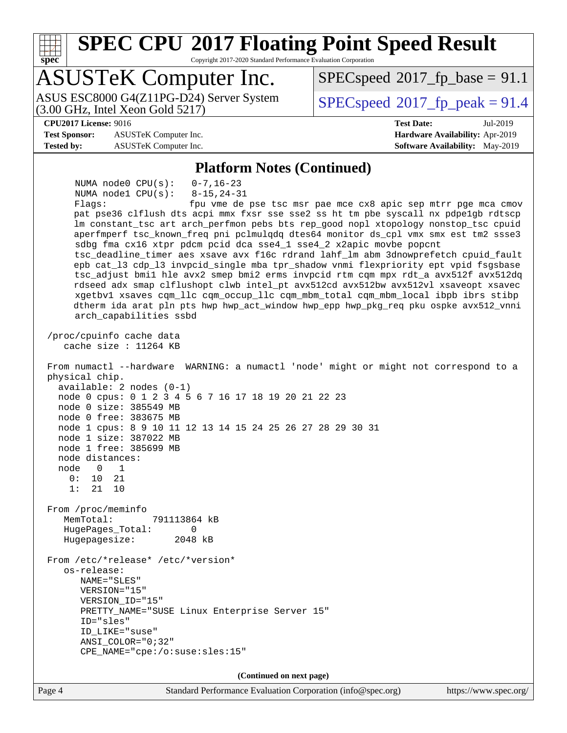## Platform Notes (Continued)

```
      NUMA node0 CPU(s):   0-7,16-23
      NUMA node1 CPU(s):   8-15,24-31
      Flags:               fpu vme de pse tsc msr pae mce cx8 apic sep mtrr pge mca cmov
      pat pse36 clflush dts acpi mmx fxsr sse sse2 ss ht tm pbe syscall nx pdpe1gb rdtscp
      lm constant_tsc art arch_perfmon pebs bts rep_good nopl xtopology nonstop_tsc cpuid
      aperfmperf tsc_known_freq pni pclmulqdq dtes64 monitor ds_cpl vmx smx est tm2 ssse3
      sdbg fma cx16 xtpr pdcm pcid dca sse4_1 sse4_2 x2apic movbe popcnt
      tsc_deadline_timer aes xsave avx f16c rdrand lahf_lm abm 3dnowprefetch cpuid_fault
      epb cat_l3 cdp_l3 invpcid_single mba tpr_shadow vnmi flexpriority ept vpid fsgsbase
      tsc_adjust bmi1 hle avx2 smep bmi2 erms invpcid rtm cqm mpx rdt_a avx512f avx512dq
      rdseed adx smap clflushopt clwb intel_pt avx512cd avx512bw avx512vl xsaveopt xsavec
      xgetbv1 xsaves cqm_llc cqm_occup_llc cqm_mbm_total cqm_mbm_local ibpb ibrs stibp
      dtherm ida arat pln pts hwp hwp_act_window hwp_epp hwp_pkg_req pku ospke avx512_vnni
      arch_capabilities ssbd

 /proc/cpuinfo cache data
    cache size : 11264 KB

 From numactl --hardware  WARNING: a numactl 'node' might or might not correspond to a
 physical chip.
   available: 2 nodes (0-1)
   node 0 cpus: 0 1 2 3 4 5 6 7 16 17 18 19 20 21 22 23
   node 0 size: 385549 MB
   node 0 free: 383675 MB
   node 1 cpus: 8 9 10 11 12 13 14 15 24 25 26 27 28 29 30 31
   node 1 size: 387022 MB
   node 1 free: 385699 MB
   node distances:
   node   0   1
     0:  10  21
     1:  21  10

 From /proc/meminfo
    MemTotal:       791113864 kB
    HugePages_Total:       0
    Hugepagesize:       2048 kB

 From /etc/*release* /etc/*version*
    os-release:
       NAME="SLES"
       VERSION="15"
       VERSION_ID="15"
       PRETTY_NAME="SUSE Linux Enterprise Server 15"
       ID="sles"
       ID_LIKE="suse"
       ANSI_COLOR="0;32"
       CPE_NAME="cpe:/o:suse:sles:15"
```

(Continued on next page)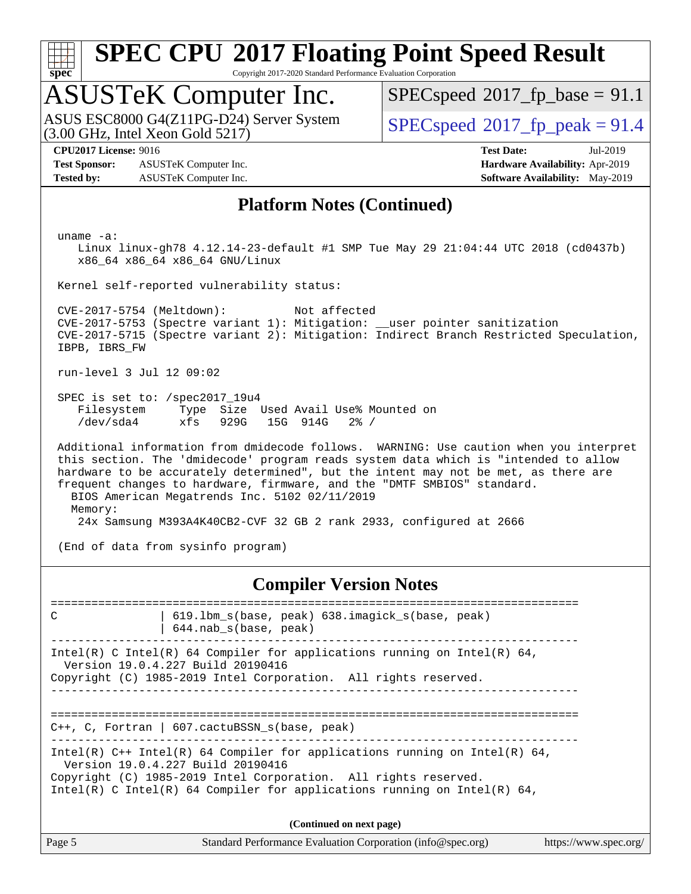# SPEC CPU 2017 Floating Point Speed Result

Copyright 2017-2020 Standard Performance Evaluation Corporation

## ASUSTeK Computer Inc.

ASUS ESC8000 G4(Z11PG-D24) Server System
(3.00 GHz, Intel Xeon Gold 5217)

SPECspeed 2017_fp_base = 91.1

SPECspeed 2017_fp_peak = 91.4

**CPU2017 License:** 9016
**Test Sponsor:** ASUSTeK Computer Inc.
**Tested by:** ASUSTeK Computer Inc.

**Test Date:** Jul-2019
**Hardware Availability:** Apr-2019
**Software Availability:** May-2019

## Platform Notes (Continued)

```
uname -a:
   Linux linux-gh78 4.12.14-23-default #1 SMP Tue May 29 21:04:44 UTC 2018 (cd0437b)
   x86_64 x86_64 x86_64 GNU/Linux

Kernel self-reported vulnerability status:

CVE-2017-5754 (Meltdown):          Not affected
CVE-2017-5753 (Spectre variant 1): Mitigation: __user pointer sanitization
CVE-2017-5715 (Spectre variant 2): Mitigation: Indirect Branch Restricted Speculation,
IBPB, IBRS_FW

run-level 3 Jul 12 09:02

SPEC is set to: /spec2017_19u4
   Filesystem     Type  Size  Used Avail Use% Mounted on
   /dev/sda4      xfs   929G   15G  914G   2% /

Additional information from dmidecode follows.  WARNING: Use caution when you interpret
this section. The 'dmidecode' program reads system data which is "intended to allow
hardware to be accurately determined", but the intent may not be met, as there are
frequent changes to hardware, firmware, and the "DMTF SMBIOS" standard.
  BIOS American Megatrends Inc. 5102 02/11/2019
  Memory:
   24x Samsung M393A4K40CB2-CVF 32 GB 2 rank 2933, configured at 2666

(End of data from sysinfo program)
```

## Compiler Version Notes

```
==============================================================================
C               | 619.lbm_s(base, peak) 638.imagick_s(base, peak)
                | 644.nab_s(base, peak)
------------------------------------------------------------------------------
Intel(R) C Intel(R) 64 Compiler for applications running on Intel(R) 64,
  Version 19.0.4.227 Build 20190416
Copyright (C) 1985-2019 Intel Corporation.  All rights reserved.
------------------------------------------------------------------------------

==============================================================================
C++, C, Fortran | 607.cactuBSSN_s(base, peak)
------------------------------------------------------------------------------
Intel(R) C++ Intel(R) 64 Compiler for applications running on Intel(R) 64,
  Version 19.0.4.227 Build 20190416
Copyright (C) 1985-2019 Intel Corporation.  All rights reserved.
Intel(R) C Intel(R) 64 Compiler for applications running on Intel(R) 64,
```

(Continued on next page)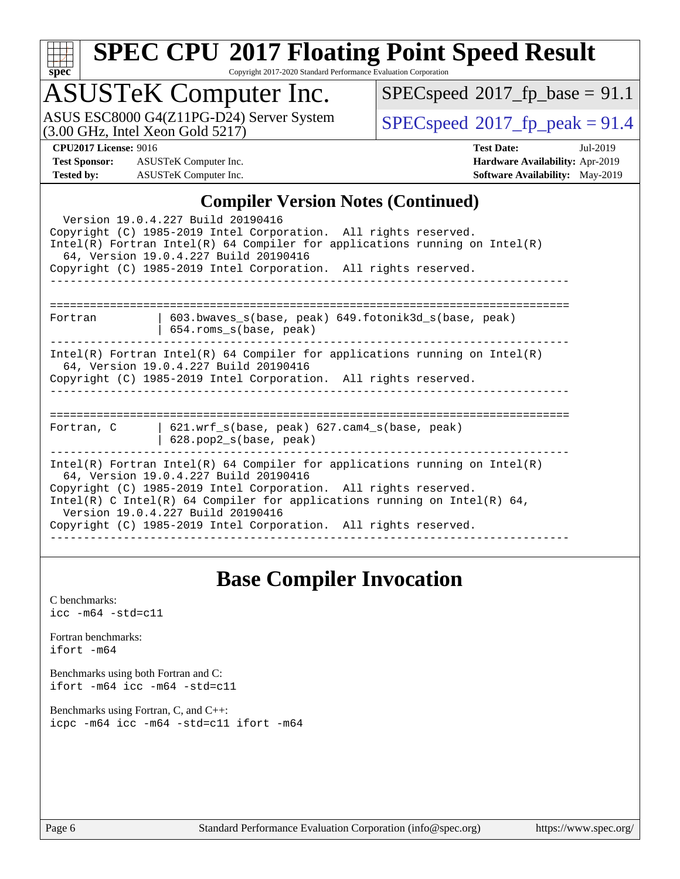## Compiler Version Notes (Continued)

```
  Version 19.0.4.227 Build 20190416
Copyright (C) 1985-2019 Intel Corporation.  All rights reserved.
Intel(R) Fortran Intel(R) 64 Compiler for applications running on Intel(R)
  64, Version 19.0.4.227 Build 20190416
Copyright (C) 1985-2019 Intel Corporation.  All rights reserved.
------------------------------------------------------------------------------

==============================================================================
Fortran         | 603.bwaves_s(base, peak) 649.fotonik3d_s(base, peak)
                | 654.roms_s(base, peak)
------------------------------------------------------------------------------
Intel(R) Fortran Intel(R) 64 Compiler for applications running on Intel(R)
  64, Version 19.0.4.227 Build 20190416
Copyright (C) 1985-2019 Intel Corporation.  All rights reserved.
------------------------------------------------------------------------------

==============================================================================
Fortran, C      | 621.wrf_s(base, peak) 627.cam4_s(base, peak)
                | 628.pop2_s(base, peak)
------------------------------------------------------------------------------
Intel(R) Fortran Intel(R) 64 Compiler for applications running on Intel(R)
  64, Version 19.0.4.227 Build 20190416
Copyright (C) 1985-2019 Intel Corporation.  All rights reserved.
Intel(R) C Intel(R) 64 Compiler for applications running on Intel(R) 64,
  Version 19.0.4.227 Build 20190416
Copyright (C) 1985-2019 Intel Corporation.  All rights reserved.
------------------------------------------------------------------------------
```

## Base Compiler Invocation

C benchmarks:
icc -m64 -std=c11

Fortran benchmarks:
ifort -m64

Benchmarks using both Fortran and C:
ifort -m64 icc -m64 -std=c11

Benchmarks using Fortran, C, and C++:
icpc -m64 icc -m64 -std=c11 ifort -m64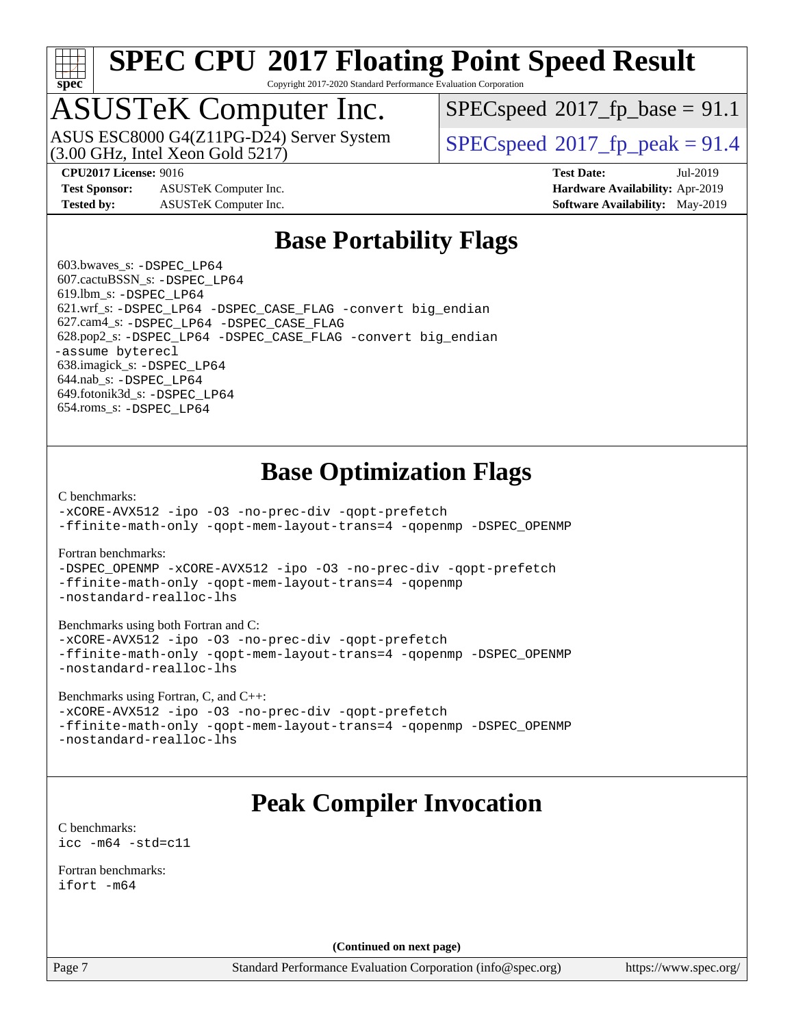# SPEC CPU 2017 Floating Point Speed Result

Copyright 2017-2020 Standard Performance Evaluation Corporation

# ASUSTeK Computer Inc.

ASUS ESC8000 G4(Z11PG-D24) Server System
(3.00 GHz, Intel Xeon Gold 5217)

SPECspeed 2017_fp_base = 91.1

SPECspeed 2017_fp_peak = 91.4

**CPU2017 License:** 9016
**Test Sponsor:** ASUSTeK Computer Inc.
**Tested by:** ASUSTeK Computer Inc.

**Test Date:** Jul-2019
**Hardware Availability:** Apr-2019
**Software Availability:** May-2019

## Base Portability Flags

603.bwaves_s: `-DSPEC_LP64`
607.cactuBSSN_s: `-DSPEC_LP64`
619.lbm_s: `-DSPEC_LP64`
621.wrf_s: `-DSPEC_LP64 -DSPEC_CASE_FLAG -convert big_endian`
627.cam4_s: `-DSPEC_LP64 -DSPEC_CASE_FLAG`
628.pop2_s: `-DSPEC_LP64 -DSPEC_CASE_FLAG -convert big_endian -assume byterecl`
638.imagick_s: `-DSPEC_LP64`
644.nab_s: `-DSPEC_LP64`
649.fotonik3d_s: `-DSPEC_LP64`
654.roms_s: `-DSPEC_LP64`

## Base Optimization Flags

C benchmarks:
```
-xCORE-AVX512 -ipo -O3 -no-prec-div -qopt-prefetch
-ffinite-math-only -qopt-mem-layout-trans=4 -qopenmp -DSPEC_OPENMP
```

Fortran benchmarks:
```
-DSPEC_OPENMP -xCORE-AVX512 -ipo -O3 -no-prec-div -qopt-prefetch
-ffinite-math-only -qopt-mem-layout-trans=4 -qopenmp
-nostandard-realloc-lhs
```

Benchmarks using both Fortran and C:
```
-xCORE-AVX512 -ipo -O3 -no-prec-div -qopt-prefetch
-ffinite-math-only -qopt-mem-layout-trans=4 -qopenmp -DSPEC_OPENMP
-nostandard-realloc-lhs
```

Benchmarks using Fortran, C, and C++:
```
-xCORE-AVX512 -ipo -O3 -no-prec-div -qopt-prefetch
-ffinite-math-only -qopt-mem-layout-trans=4 -qopenmp -DSPEC_OPENMP
-nostandard-realloc-lhs
```

## Peak Compiler Invocation

C benchmarks:
```
icc -m64 -std=c11
```

Fortran benchmarks:
```
ifort -m64
```

**(Continued on next page)**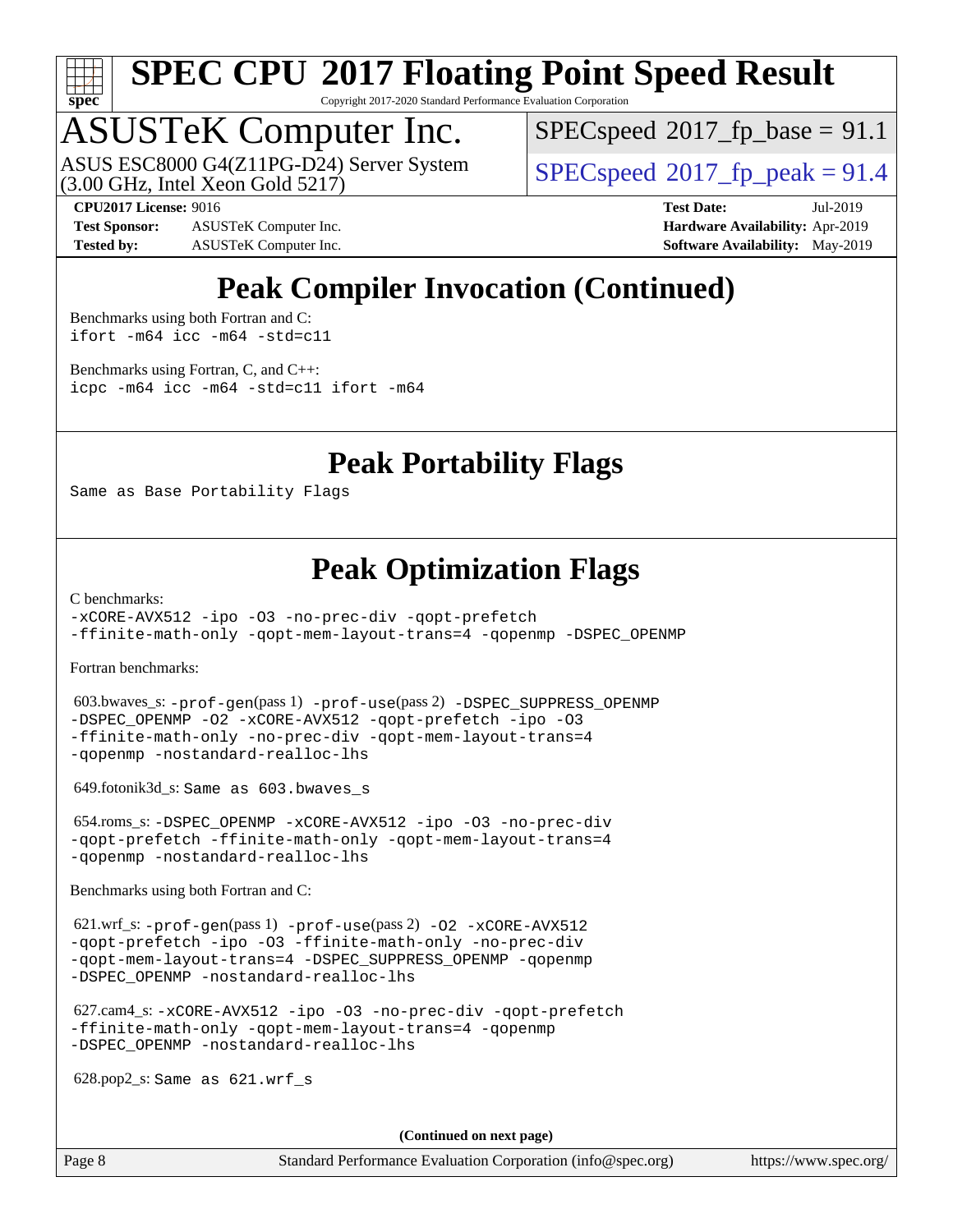# Peak Compiler Invocation (Continued)

Benchmarks using both Fortran and C:
```
ifort -m64 icc -m64 -std=c11
```

Benchmarks using Fortran, C, and C++:
```
icpc -m64 icc -m64 -std=c11 ifort -m64
```

# Peak Portability Flags

Same as Base Portability Flags

# Peak Optimization Flags

C benchmarks:
```
-xCORE-AVX512 -ipo -O3 -no-prec-div -qopt-prefetch
-ffinite-math-only -qopt-mem-layout-trans=4 -qopenmp -DSPEC_OPENMP
```

Fortran benchmarks:

603.bwaves_s: -prof-gen(pass 1) -prof-use(pass 2) -DSPEC_SUPPRESS_OPENMP -DSPEC_OPENMP -O2 -xCORE-AVX512 -qopt-prefetch -ipo -O3 -ffinite-math-only -no-prec-div -qopt-mem-layout-trans=4 -qopenmp -nostandard-realloc-lhs

649.fotonik3d_s: Same as 603.bwaves_s

654.roms_s: -DSPEC_OPENMP -xCORE-AVX512 -ipo -O3 -no-prec-div -qopt-prefetch -ffinite-math-only -qopt-mem-layout-trans=4 -qopenmp -nostandard-realloc-lhs

Benchmarks using both Fortran and C:

621.wrf_s: -prof-gen(pass 1) -prof-use(pass 2) -O2 -xCORE-AVX512 -qopt-prefetch -ipo -O3 -ffinite-math-only -no-prec-div -qopt-mem-layout-trans=4 -DSPEC_SUPPRESS_OPENMP -qopenmp -DSPEC_OPENMP -nostandard-realloc-lhs

627.cam4_s: -xCORE-AVX512 -ipo -O3 -no-prec-div -qopt-prefetch -ffinite-math-only -qopt-mem-layout-trans=4 -qopenmp -DSPEC_OPENMP -nostandard-realloc-lhs

628.pop2_s: Same as 621.wrf_s

**(Continued on next page)**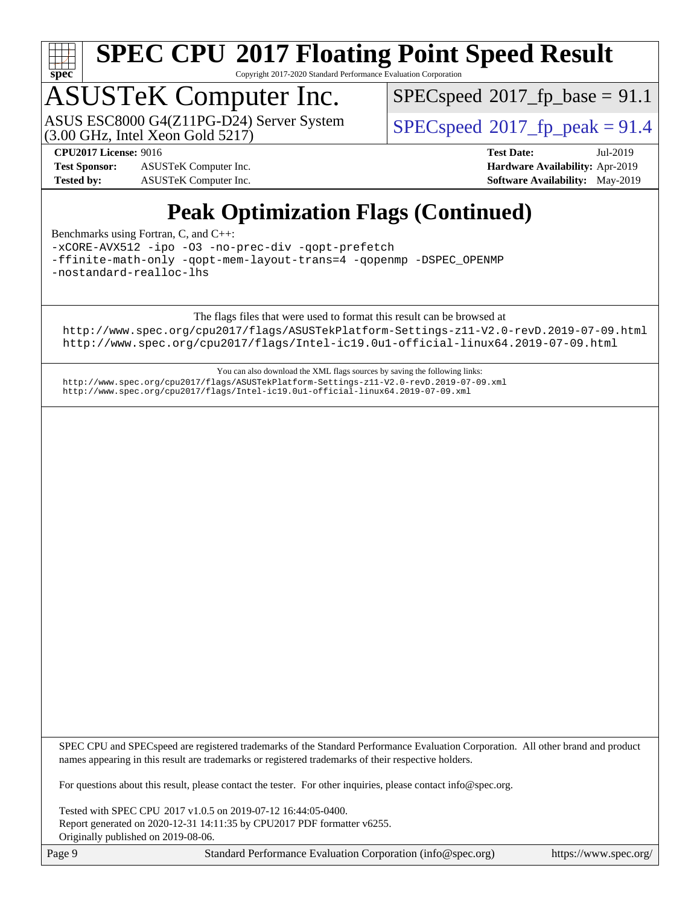# Peak Optimization Flags (Continued)

Benchmarks using Fortran, C, and C++:

```
-xCORE-AVX512 -ipo -O3 -no-prec-div -qopt-prefetch
-ffinite-math-only -qopt-mem-layout-trans=4 -qopenmp -DSPEC_OPENMP
-nostandard-realloc-lhs
```

The flags files that were used to format this result can be browsed at

http://www.spec.org/cpu2017/flags/ASUSTekPlatform-Settings-z11-V2.0-revD.2019-07-09.html
http://www.spec.org/cpu2017/flags/Intel-ic19.0u1-official-linux64.2019-07-09.html

You can also download the XML flags sources by saving the following links:

http://www.spec.org/cpu2017/flags/ASUSTekPlatform-Settings-z11-V2.0-revD.2019-07-09.xml
http://www.spec.org/cpu2017/flags/Intel-ic19.0u1-official-linux64.2019-07-09.xml

SPEC CPU and SPECspeed are registered trademarks of the Standard Performance Evaluation Corporation. All other brand and product names appearing in this result are trademarks or registered trademarks of their respective holders.

For questions about this result, please contact the tester. For other inquiries, please contact info@spec.org.

Tested with SPEC CPU 2017 v1.0.5 on 2019-07-12 16:44:05-0400.
Report generated on 2020-12-31 14:11:35 by CPU2017 PDF formatter v6255.
Originally published on 2019-08-06.